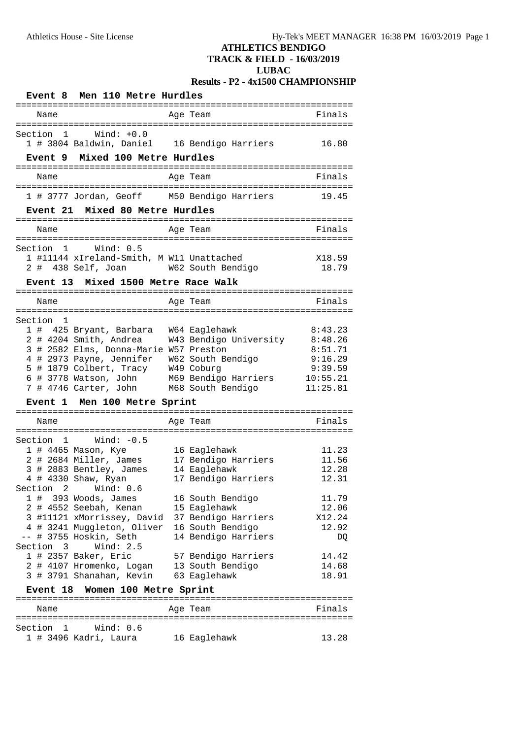# ATHLETICS BENDIGO
## TRACK & FIELD - 16/03/2019
## LUBAC
## Results - P2 - 4x1500 CHAMPIONSHIP

### Event 8 Men 110 Metre Hurdles

Section 1 Wind: +0.0

| Place | # | Comp | Name | Age | Team | Finals |
|---|---|---|---|---|---|---|
| 1 | # | 3804 | Baldwin, Daniel | 16 | Bendigo Harriers | 16.80 |

### Event 9 Mixed 100 Metre Hurdles

| Place | # | Comp | Name | Age | Team | Finals |
|---|---|---|---|---|---|---|
| 1 | # | 3777 | Jordan, Geoff | M50 | Bendigo Harriers | 19.45 |

### Event 21 Mixed 80 Metre Hurdles

Section 1 Wind: 0.5

| Place | # | Comp | Name | Age | Team | Finals |
|---|---|---|---|---|---|---|
| 1 | # | 11144 | xIreland-Smith, M | W11 | Unattached | X18.59 |
| 2 | # | 438 | Self, Joan | W62 | South Bendigo | 18.79 |

### Event 13 Mixed 1500 Metre Race Walk

Section 1

| Place | # | Comp | Name | Age | Team | Finals |
|---|---|---|---|---|---|---|
| 1 | # | 425 | Bryant, Barbara | W64 | Eaglehawk | 8:43.23 |
| 2 | # | 4204 | Smith, Andrea | W43 | Bendigo University | 8:48.26 |
| 3 | # | 2582 | Elms, Donna-Marie | W57 | Preston | 8:51.71 |
| 4 | # | 2973 | Payne, Jennifer | W62 | South Bendigo | 9:16.29 |
| 5 | # | 1879 | Colbert, Tracy | W49 | Coburg | 9:39.59 |
| 6 | # | 3778 | Watson, John | M69 | Bendigo Harriers | 10:55.21 |
| 7 | # | 4746 | Carter, John | M68 | South Bendigo | 11:25.81 |

### Event 1 Men 100 Metre Sprint

Section 1 Wind: -0.5

| Place | # | Comp | Name | Age | Team | Finals |
|---|---|---|---|---|---|---|
| 1 | # | 4465 | Mason, Kye | 16 | Eaglehawk | 11.23 |
| 2 | # | 2684 | Miller, James | 17 | Bendigo Harriers | 11.56 |
| 3 | # | 2883 | Bentley, James | 14 | Eaglehawk | 12.28 |
| 4 | # | 4330 | Shaw, Ryan | 17 | Bendigo Harriers | 12.31 |

Section 2 Wind: 0.6

| Place | # | Comp | Name | Age | Team | Finals |
|---|---|---|---|---|---|---|
| 1 | # | 393 | Woods, James | 16 | South Bendigo | 11.79 |
| 2 | # | 4552 | Seebah, Kenan | 15 | Eaglehawk | 12.06 |
| 3 | # | 11121 | xMorrissey, David | 37 | Bendigo Harriers | X12.24 |
| 4 | # | 3241 | Muggleton, Oliver | 16 | South Bendigo | 12.92 |
| -- | # | 3755 | Hoskin, Seth | 14 | Bendigo Harriers | DQ |

Section 3 Wind: 2.5

| Place | # | Comp | Name | Age | Team | Finals |
|---|---|---|---|---|---|---|
| 1 | # | 2357 | Baker, Eric | 57 | Bendigo Harriers | 14.42 |
| 2 | # | 4107 | Hromenko, Logan | 13 | South Bendigo | 14.68 |
| 3 | # | 3791 | Shanahan, Kevin | 63 | Eaglehawk | 18.91 |

### Event 18 Women 100 Metre Sprint

Section 1 Wind: 0.6

| Place | # | Comp | Name | Age | Team | Finals |
|---|---|---|---|---|---|---|
| 1 | # | 3496 | Kadri, Laura | 16 | Eaglehawk | 13.28 |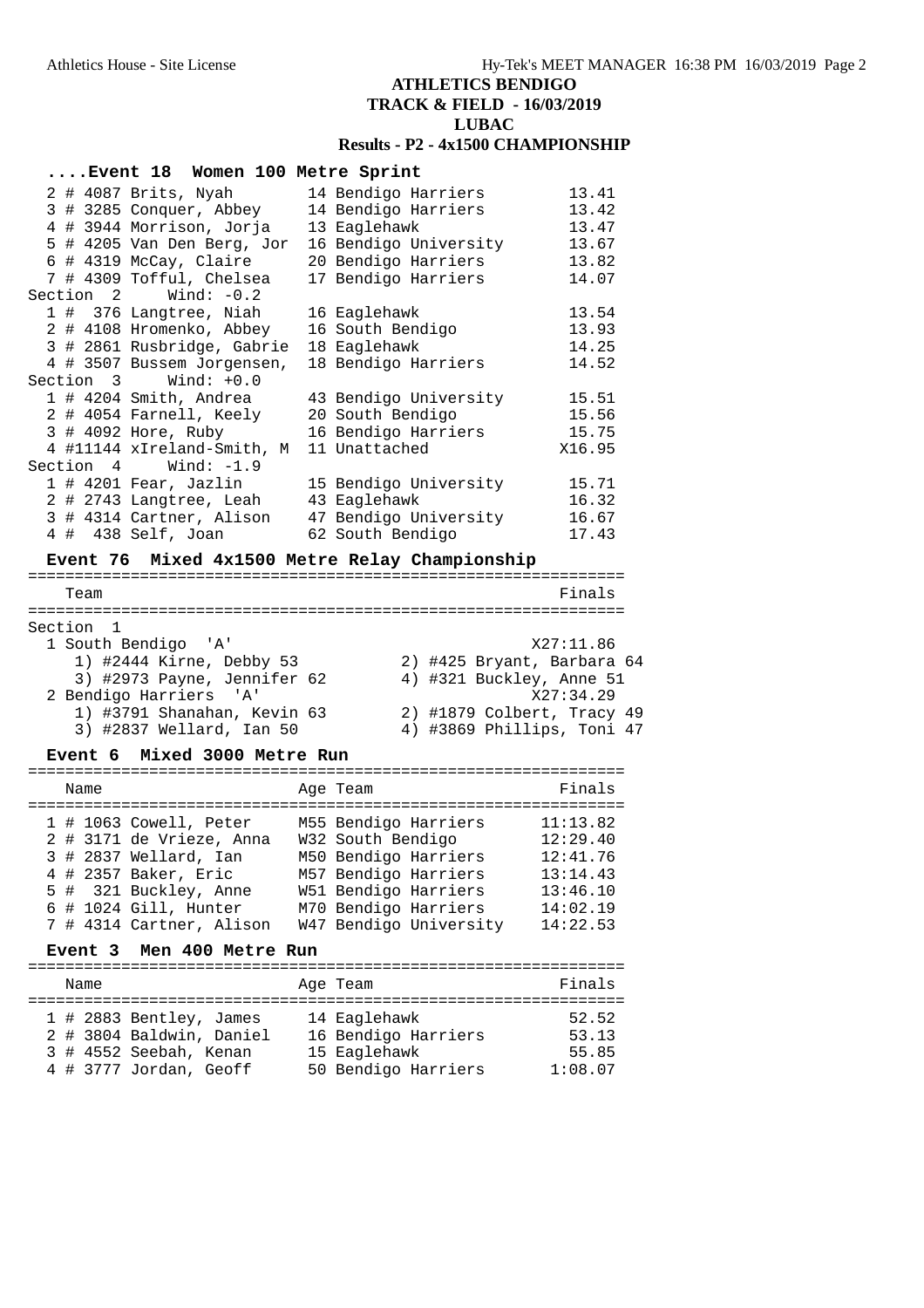## ATHLETICS BENDIGO
## TRACK & FIELD - 16/03/2019
## LUBAC
## Results - P2 - 4x1500 CHAMPIONSHIP

### ....Event 18 Women 100 Metre Sprint

| Place | Name | Age Team | Finals |
|---|---|---|---|
| 2 | # 4087 Brits, Nyah | 14 Bendigo Harriers | 13.41 |
| 3 | # 3285 Conquer, Abbey | 14 Bendigo Harriers | 13.42 |
| 4 | # 3944 Morrison, Jorja | 13 Eaglehawk | 13.47 |
| 5 | # 4205 Van Den Berg, Jor | 16 Bendigo University | 13.67 |
| 6 | # 4319 McCay, Claire | 20 Bendigo Harriers | 13.82 |
| 7 | # 4309 Tofful, Chelsea | 17 Bendigo Harriers | 14.07 |

Section 2 Wind: -0.2

| Place | Name | Age Team | Finals |
|---|---|---|---|
| 1 | # 376 Langtree, Niah | 16 Eaglehawk | 13.54 |
| 2 | # 4108 Hromenko, Abbey | 16 South Bendigo | 13.93 |
| 3 | # 2861 Rusbridge, Gabrie | 18 Eaglehawk | 14.25 |
| 4 | # 3507 Bussem Jorgensen, | 18 Bendigo Harriers | 14.52 |

Section 3 Wind: +0.0

| Place | Name | Age Team | Finals |
|---|---|---|---|
| 1 | # 4204 Smith, Andrea | 43 Bendigo University | 15.51 |
| 2 | # 4054 Farnell, Keely | 20 South Bendigo | 15.56 |
| 3 | # 4092 Hore, Ruby | 16 Bendigo Harriers | 15.75 |
| 4 | #11144 xIreland-Smith, M | 11 Unattached | X16.95 |

Section 4 Wind: -1.9

| Place | Name | Age Team | Finals |
|---|---|---|---|
| 1 | # 4201 Fear, Jazlin | 15 Bendigo University | 15.71 |
| 2 | # 2743 Langtree, Leah | 43 Eaglehawk | 16.32 |
| 3 | # 4314 Cartner, Alison | 47 Bendigo University | 16.67 |
| 4 | # 438 Self, Joan | 62 South Bendigo | 17.43 |

### Event 76 Mixed 4x1500 Metre Relay Championship

| Team | Finals |
|---|---|
| **Section 1** | |
| 1 South Bendigo 'A' | X27:11.86 |
| 1) #2444 Kirne, Debby 53; 2) #425 Bryant, Barbara 64; 3) #2973 Payne, Jennifer 62; 4) #321 Buckley, Anne 51 | |
| 2 Bendigo Harriers 'A' | X27:34.29 |
| 1) #3791 Shanahan, Kevin 63; 2) #1879 Colbert, Tracy 49; 3) #2837 Wellard, Ian 50; 4) #3869 Phillips, Toni 47 | |

### Event 6 Mixed 3000 Metre Run

| Place | Name | Age Team | Finals |
|---|---|---|---|
| 1 | # 1063 Cowell, Peter | M55 Bendigo Harriers | 11:13.82 |
| 2 | # 3171 de Vrieze, Anna | W32 South Bendigo | 12:29.40 |
| 3 | # 2837 Wellard, Ian | M50 Bendigo Harriers | 12:41.76 |
| 4 | # 2357 Baker, Eric | M57 Bendigo Harriers | 13:14.43 |
| 5 | # 321 Buckley, Anne | W51 Bendigo Harriers | 13:46.10 |
| 6 | # 1024 Gill, Hunter | M70 Bendigo Harriers | 14:02.19 |
| 7 | # 4314 Cartner, Alison | W47 Bendigo University | 14:22.53 |

### Event 3 Men 400 Metre Run

| Place | Name | Age Team | Finals |
|---|---|---|---|
| 1 | # 2883 Bentley, James | 14 Eaglehawk | 52.52 |
| 2 | # 3804 Baldwin, Daniel | 16 Bendigo Harriers | 53.13 |
| 3 | # 4552 Seebah, Kenan | 15 Eaglehawk | 55.85 |
| 4 | # 3777 Jordan, Geoff | 50 Bendigo Harriers | 1:08.07 |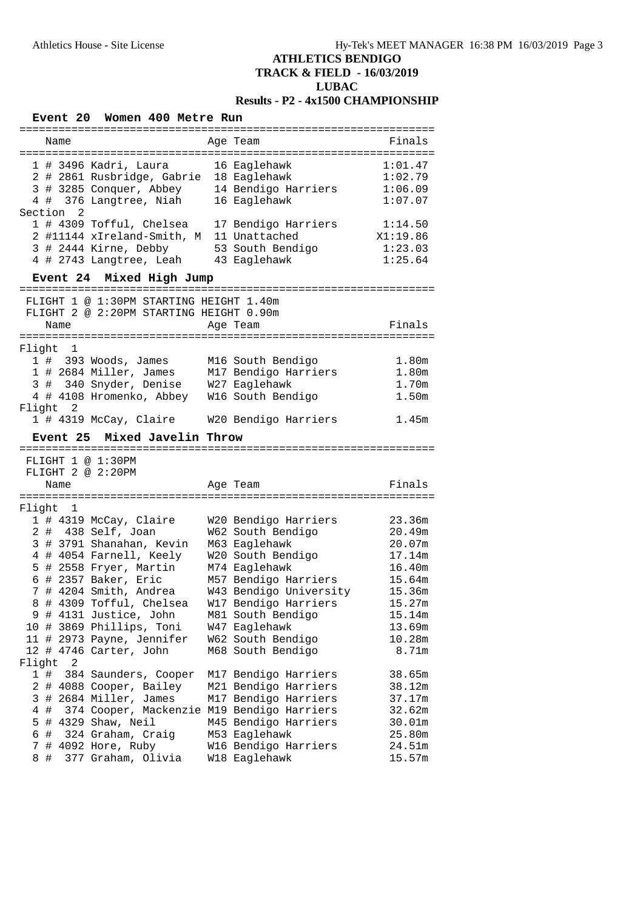# ATHLETICS BENDIGO
## TRACK & FIELD - 16/03/2019
## LUBAC
## Results - P2 - 4x1500 CHAMPIONSHIP

### Event 20 Women 400 Metre Run

| | Name | Age | Team | Finals |
|---|---|---|---|---|
| 1 # 3496 | Kadri, Laura | 16 | Eaglehawk | 1:01.47 |
| 2 # 2861 | Rusbridge, Gabrie | 18 | Eaglehawk | 1:02.79 |
| 3 # 3285 | Conquer, Abbey | 14 | Bendigo Harriers | 1:06.09 |
| 4 # 376 | Langtree, Niah | 16 | Eaglehawk | 1:07.07 |
| **Section 2** | | | | |
| 1 # 4309 | Tofful, Chelsea | 17 | Bendigo Harriers | 1:14.50 |
| 2 #11144 | xIreland-Smith, M | 11 | Unattached | X1:19.86 |
| 3 # 2444 | Kirne, Debby | 53 | South Bendigo | 1:23.03 |
| 4 # 2743 | Langtree, Leah | 43 | Eaglehawk | 1:25.64 |

### Event 24 Mixed High Jump

FLIGHT 1 @ 1:30PM STARTING HEIGHT 1.40m
FLIGHT 2 @ 2:20PM STARTING HEIGHT 0.90m

| | Name | Age | Team | Finals |
|---|---|---|---|---|
| **Flight 1** | | | | |
| 1 # 393 | Woods, James | M16 | South Bendigo | 1.80m |
| 1 # 2684 | Miller, James | M17 | Bendigo Harriers | 1.80m |
| 3 # 340 | Snyder, Denise | W27 | Eaglehawk | 1.70m |
| 4 # 4108 | Hromenko, Abbey | W16 | South Bendigo | 1.50m |
| **Flight 2** | | | | |
| 1 # 4319 | McCay, Claire | W20 | Bendigo Harriers | 1.45m |

### Event 25 Mixed Javelin Throw

FLIGHT 1 @ 1:30PM
FLIGHT 2 @ 2:20PM

| | Name | Age | Team | Finals |
|---|---|---|---|---|
| **Flight 1** | | | | |
| 1 # 4319 | McCay, Claire | W20 | Bendigo Harriers | 23.36m |
| 2 # 438 | Self, Joan | W62 | South Bendigo | 20.49m |
| 3 # 3791 | Shanahan, Kevin | M63 | Eaglehawk | 20.07m |
| 4 # 4054 | Farnell, Keely | W20 | South Bendigo | 17.14m |
| 5 # 2558 | Fryer, Martin | M74 | Eaglehawk | 16.40m |
| 6 # 2357 | Baker, Eric | M57 | Bendigo Harriers | 15.64m |
| 7 # 4204 | Smith, Andrea | W43 | Bendigo University | 15.36m |
| 8 # 4309 | Tofful, Chelsea | W17 | Bendigo Harriers | 15.27m |
| 9 # 4131 | Justice, John | M81 | South Bendigo | 15.14m |
| 10 # 3869 | Phillips, Toni | W47 | Eaglehawk | 13.69m |
| 11 # 2973 | Payne, Jennifer | W62 | South Bendigo | 10.28m |
| 12 # 4746 | Carter, John | M68 | South Bendigo | 8.71m |
| **Flight 2** | | | | |
| 1 # 384 | Saunders, Cooper | M17 | Bendigo Harriers | 38.65m |
| 2 # 4088 | Cooper, Bailey | M21 | Bendigo Harriers | 38.12m |
| 3 # 2684 | Miller, James | M17 | Bendigo Harriers | 37.17m |
| 4 # 374 | Cooper, Mackenzie | M19 | Bendigo Harriers | 32.62m |
| 5 # 4329 | Shaw, Neil | M45 | Bendigo Harriers | 30.01m |
| 6 # 324 | Graham, Craig | M53 | Eaglehawk | 25.80m |
| 7 # 4092 | Hore, Ruby | W16 | Bendigo Harriers | 24.51m |
| 8 # 377 | Graham, Olivia | W18 | Eaglehawk | 15.57m |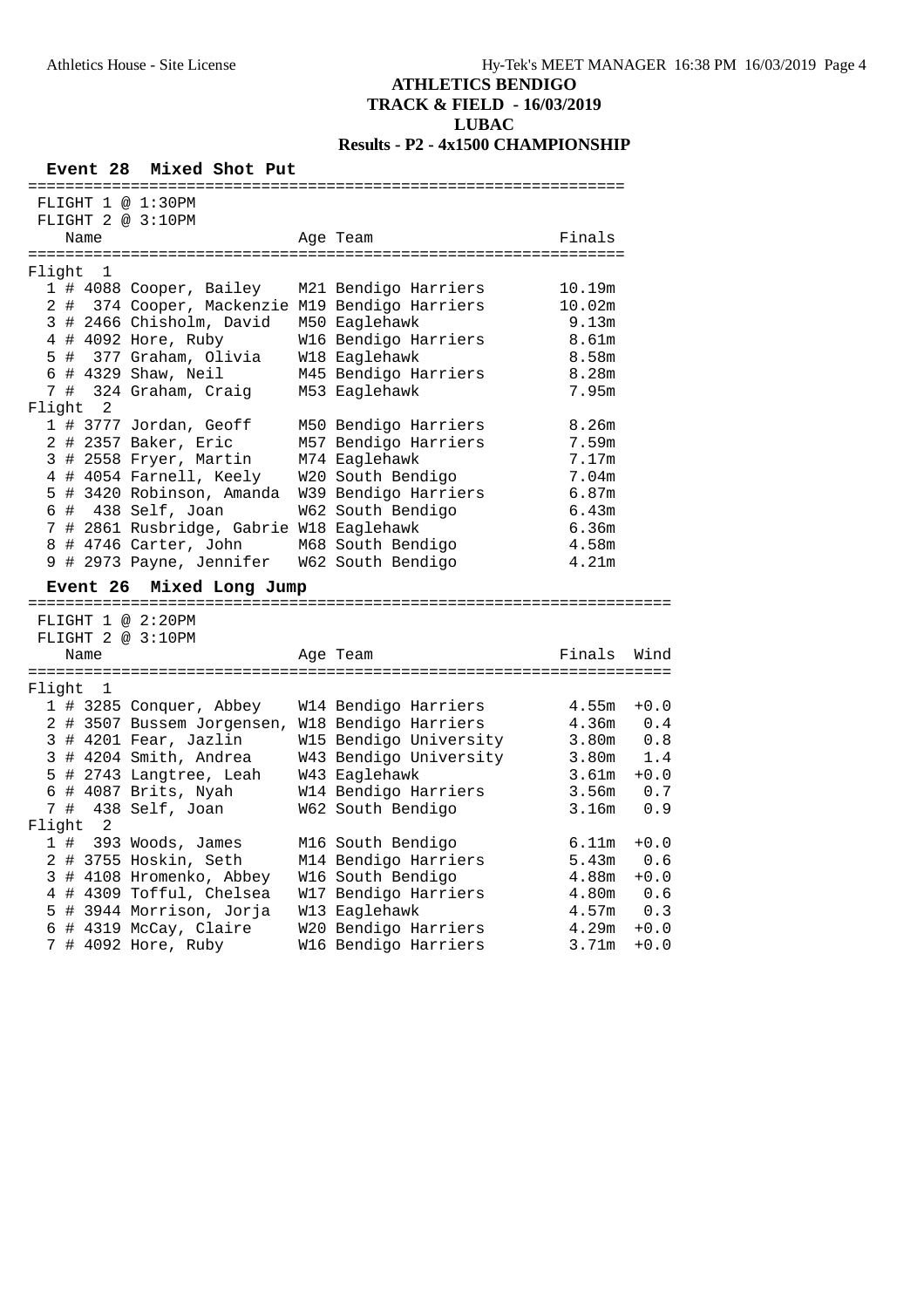# ATHLETICS BENDIGO
## TRACK & FIELD - 16/03/2019
## LUBAC
## Results - P2 - 4x1500 CHAMPIONSHIP

### Event 28 Mixed Shot Put

FLIGHT 1 @ 1:30PM
FLIGHT 2 @ 3:10PM

| | Name | Age | Team | Finals |
|---|---|---|---|---|
| **Flight 1** | | | | |
| 1 | # 4088 Cooper, Bailey | M21 | Bendigo Harriers | 10.19m |
| 2 | # 374 Cooper, Mackenzie | M19 | Bendigo Harriers | 10.02m |
| 3 | # 2466 Chisholm, David | M50 | Eaglehawk | 9.13m |
| 4 | # 4092 Hore, Ruby | W16 | Bendigo Harriers | 8.61m |
| 5 | # 377 Graham, Olivia | W18 | Eaglehawk | 8.58m |
| 6 | # 4329 Shaw, Neil | M45 | Bendigo Harriers | 8.28m |
| 7 | # 324 Graham, Craig | M53 | Eaglehawk | 7.95m |
| **Flight 2** | | | | |
| 1 | # 3777 Jordan, Geoff | M50 | Bendigo Harriers | 8.26m |
| 2 | # 2357 Baker, Eric | M57 | Bendigo Harriers | 7.59m |
| 3 | # 2558 Fryer, Martin | M74 | Eaglehawk | 7.17m |
| 4 | # 4054 Farnell, Keely | W20 | South Bendigo | 7.04m |
| 5 | # 3420 Robinson, Amanda | W39 | Bendigo Harriers | 6.87m |
| 6 | # 438 Self, Joan | W62 | South Bendigo | 6.43m |
| 7 | # 2861 Rusbridge, Gabrie | W18 | Eaglehawk | 6.36m |
| 8 | # 4746 Carter, John | M68 | South Bendigo | 4.58m |
| 9 | # 2973 Payne, Jennifer | W62 | South Bendigo | 4.21m |

### Event 26 Mixed Long Jump

FLIGHT 1 @ 2:20PM
FLIGHT 2 @ 3:10PM

| | Name | Age | Team | Finals | Wind |
|---|---|---|---|---|---|
| **Flight 1** | | | | | |
| 1 | # 3285 Conquer, Abbey | W14 | Bendigo Harriers | 4.55m | +0.0 |
| 2 | # 3507 Bussem Jorgensen, | W18 | Bendigo Harriers | 4.36m | 0.4 |
| 3 | # 4201 Fear, Jazlin | W15 | Bendigo University | 3.80m | 0.8 |
| 3 | # 4204 Smith, Andrea | W43 | Bendigo University | 3.80m | 1.4 |
| 5 | # 2743 Langtree, Leah | W43 | Eaglehawk | 3.61m | +0.0 |
| 6 | # 4087 Brits, Nyah | W14 | Bendigo Harriers | 3.56m | 0.7 |
| 7 | # 438 Self, Joan | W62 | South Bendigo | 3.16m | 0.9 |
| **Flight 2** | | | | | |
| 1 | # 393 Woods, James | M16 | South Bendigo | 6.11m | +0.0 |
| 2 | # 3755 Hoskin, Seth | M14 | Bendigo Harriers | 5.43m | 0.6 |
| 3 | # 4108 Hromenko, Abbey | W16 | South Bendigo | 4.88m | +0.0 |
| 4 | # 4309 Tofful, Chelsea | W17 | Bendigo Harriers | 4.80m | 0.6 |
| 5 | # 3944 Morrison, Jorja | W13 | Eaglehawk | 4.57m | 0.3 |
| 6 | # 4319 McCay, Claire | W20 | Bendigo Harriers | 4.29m | +0.0 |
| 7 | # 4092 Hore, Ruby | W16 | Bendigo Harriers | 3.71m | +0.0 |